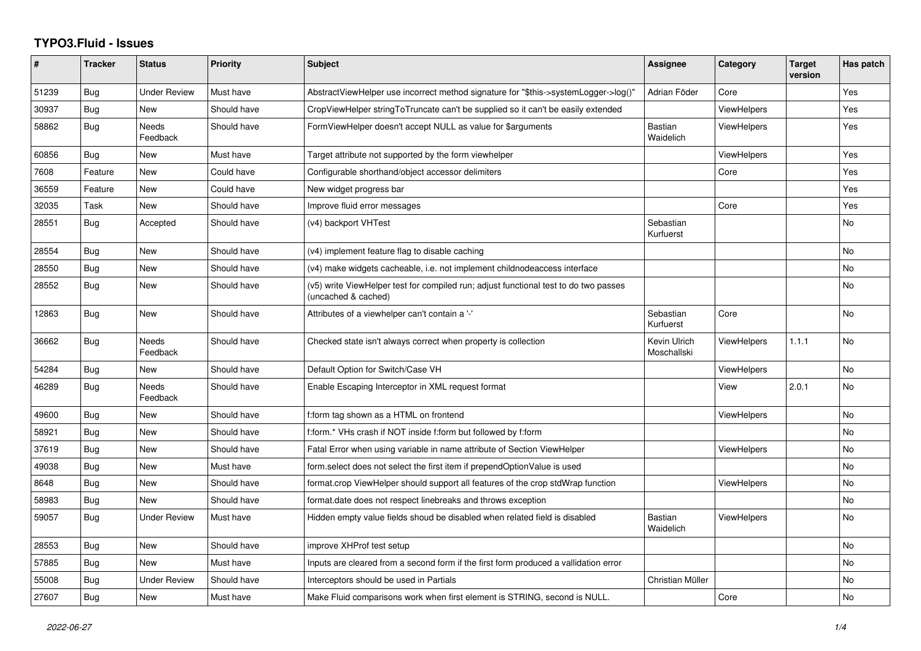# TYPO3.Fluid - Issues

| # | Tracker | Status | Priority | Subject | Assignee | Category | Target version | Has patch |
|---|---|---|---|---|---|---|---|---|
| 51239 | Bug | Under Review | Must have | AbstractViewHelper use incorrect method signature for "$this->systemLogger->log()" | Adrian Föder | Core | | Yes |
| 30937 | Bug | New | Should have | CropViewHelper stringToTruncate can't be supplied so it can't be easily extended | | ViewHelpers | | Yes |
| 58862 | Bug | Needs Feedback | Should have | FormViewHelper doesn't accept NULL as value for $arguments | Bastian Waidelich | ViewHelpers | | Yes |
| 60856 | Bug | New | Must have | Target attribute not supported by the form viewhelper | | ViewHelpers | | Yes |
| 7608 | Feature | New | Could have | Configurable shorthand/object accessor delimiters | | Core | | Yes |
| 36559 | Feature | New | Could have | New widget progress bar | | | | Yes |
| 32035 | Task | New | Should have | Improve fluid error messages | | Core | | Yes |
| 28551 | Bug | Accepted | Should have | (v4) backport VHTest | Sebastian Kurfuerst | | | No |
| 28554 | Bug | New | Should have | (v4) implement feature flag to disable caching | | | | No |
| 28550 | Bug | New | Should have | (v4) make widgets cacheable, i.e. not implement childnodeaccess interface | | | | No |
| 28552 | Bug | New | Should have | (v5) write ViewHelper test for compiled run; adjust functional test to do two passes (uncached & cached) | | | | No |
| 12863 | Bug | New | Should have | Attributes of a viewhelper can't contain a '-' | Sebastian Kurfuerst | Core | | No |
| 36662 | Bug | Needs Feedback | Should have | Checked state isn't always correct when property is collection | Kevin Ulrich Moschallski | ViewHelpers | 1.1.1 | No |
| 54284 | Bug | New | Should have | Default Option for Switch/Case VH | | ViewHelpers | | No |
| 46289 | Bug | Needs Feedback | Should have | Enable Escaping Interceptor in XML request format | | View | 2.0.1 | No |
| 49600 | Bug | New | Should have | f:form tag shown as a HTML on frontend | | ViewHelpers | | No |
| 58921 | Bug | New | Should have | f:form.* VHs crash if NOT inside f:form but followed by f:form | | | | No |
| 37619 | Bug | New | Should have | Fatal Error when using variable in name attribute of Section ViewHelper | | ViewHelpers | | No |
| 49038 | Bug | New | Must have | form.select does not select the first item if prependOptionValue is used | | | | No |
| 8648 | Bug | New | Should have | format.crop ViewHelper should support all features of the crop stdWrap function | | ViewHelpers | | No |
| 58983 | Bug | New | Should have | format.date does not respect linebreaks and throws exception | | | | No |
| 59057 | Bug | Under Review | Must have | Hidden empty value fields shoud be disabled when related field is disabled | Bastian Waidelich | ViewHelpers | | No |
| 28553 | Bug | New | Should have | improve XHProf test setup | | | | No |
| 57885 | Bug | New | Must have | Inputs are cleared from a second form if the first form produced a vallidation error | | | | No |
| 55008 | Bug | Under Review | Should have | Interceptors should be used in Partials | Christian Müller | | | No |
| 27607 | Bug | New | Must have | Make Fluid comparisons work when first element is STRING, second is NULL. | | Core | | No |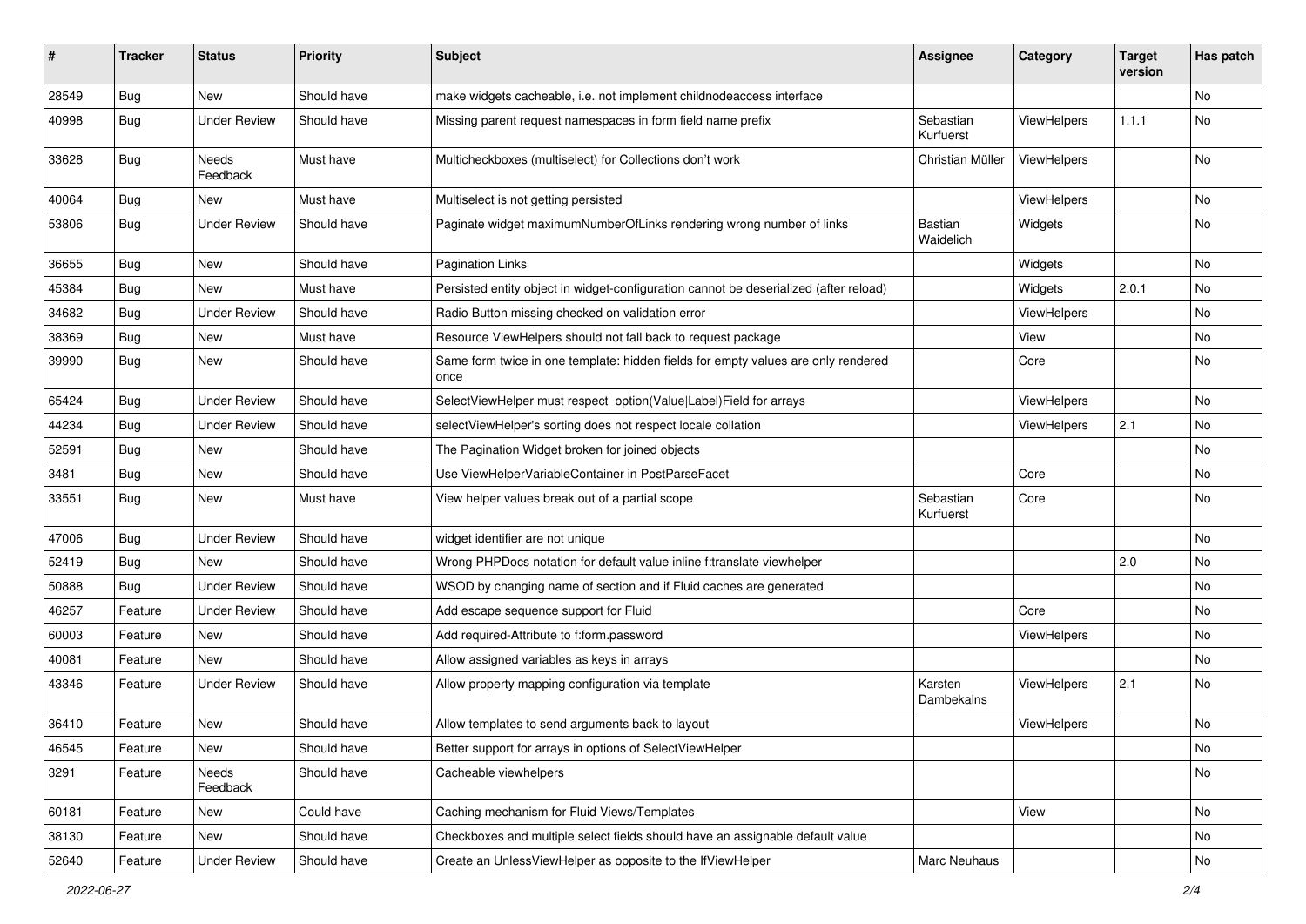| # | Tracker | Status | Priority | Subject | Assignee | Category | Target version | Has patch |
|---|---|---|---|---|---|---|---|---|
| 28549 | Bug | New | Should have | make widgets cacheable, i.e. not implement childnodeaccess interface | | | | No |
| 40998 | Bug | Under Review | Should have | Missing parent request namespaces in form field name prefix | Sebastian Kurfuerst | ViewHelpers | 1.1.1 | No |
| 33628 | Bug | Needs Feedback | Must have | Multicheckboxes (multiselect) for Collections don't work | Christian Müller | ViewHelpers | | No |
| 40064 | Bug | New | Must have | Multiselect is not getting persisted | | ViewHelpers | | No |
| 53806 | Bug | Under Review | Should have | Paginate widget maximumNumberOfLinks rendering wrong number of links | Bastian Waidelich | Widgets | | No |
| 36655 | Bug | New | Should have | Pagination Links | | Widgets | | No |
| 45384 | Bug | New | Must have | Persisted entity object in widget-configuration cannot be deserialized (after reload) | | Widgets | 2.0.1 | No |
| 34682 | Bug | Under Review | Should have | Radio Button missing checked on validation error | | ViewHelpers | | No |
| 38369 | Bug | New | Must have | Resource ViewHelpers should not fall back to request package | | View | | No |
| 39990 | Bug | New | Should have | Same form twice in one template: hidden fields for empty values are only rendered once | | Core | | No |
| 65424 | Bug | Under Review | Should have | SelectViewHelper must respect option(Value\|Label)Field for arrays | | ViewHelpers | | No |
| 44234 | Bug | Under Review | Should have | selectViewHelper's sorting does not respect locale collation | | ViewHelpers | 2.1 | No |
| 52591 | Bug | New | Should have | The Pagination Widget broken for joined objects | | | | No |
| 3481 | Bug | New | Should have | Use ViewHelperVariableContainer in PostParseFacet | | Core | | No |
| 33551 | Bug | New | Must have | View helper values break out of a partial scope | Sebastian Kurfuerst | Core | | No |
| 47006 | Bug | Under Review | Should have | widget identifier are not unique | | | | No |
| 52419 | Bug | New | Should have | Wrong PHPDocs notation for default value inline f:translate viewhelper | | | 2.0 | No |
| 50888 | Bug | Under Review | Should have | WSOD by changing name of section and if Fluid caches are generated | | | | No |
| 46257 | Feature | Under Review | Should have | Add escape sequence support for Fluid | | Core | | No |
| 60003 | Feature | New | Should have | Add required-Attribute to f:form.password | | ViewHelpers | | No |
| 40081 | Feature | New | Should have | Allow assigned variables as keys in arrays | | | | No |
| 43346 | Feature | Under Review | Should have | Allow property mapping configuration via template | Karsten Dambekalns | ViewHelpers | 2.1 | No |
| 36410 | Feature | New | Should have | Allow templates to send arguments back to layout | | ViewHelpers | | No |
| 46545 | Feature | New | Should have | Better support for arrays in options of SelectViewHelper | | | | No |
| 3291 | Feature | Needs Feedback | Should have | Cacheable viewhelpers | | | | No |
| 60181 | Feature | New | Could have | Caching mechanism for Fluid Views/Templates | | View | | No |
| 38130 | Feature | New | Should have | Checkboxes and multiple select fields should have an assignable default value | | | | No |
| 52640 | Feature | Under Review | Should have | Create an UnlessViewHelper as opposite to the IfViewHelper | Marc Neuhaus | | | No |

2022-06-27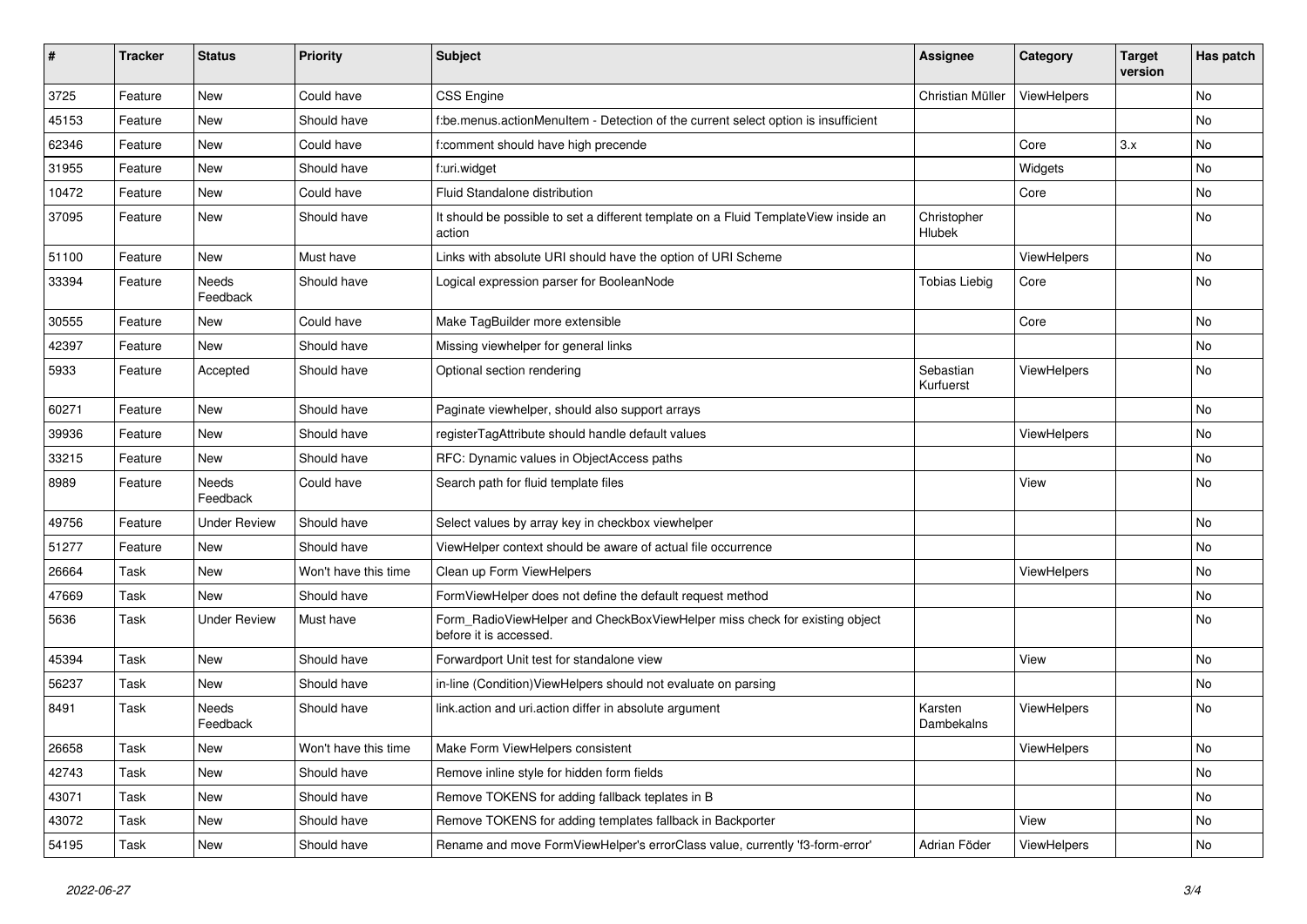| # | Tracker | Status | Priority | Subject | Assignee | Category | Target version | Has patch |
|---|---|---|---|---|---|---|---|---|
| 3725 | Feature | New | Could have | CSS Engine | Christian Müller | ViewHelpers | | No |
| 45153 | Feature | New | Should have | f:be.menus.actionMenuItem - Detection of the current select option is insufficient | | | | No |
| 62346 | Feature | New | Could have | f:comment should have high precende | | Core | 3.x | No |
| 31955 | Feature | New | Should have | f:uri.widget | | Widgets | | No |
| 10472 | Feature | New | Could have | Fluid Standalone distribution | | Core | | No |
| 37095 | Feature | New | Should have | It should be possible to set a different template on a Fluid TemplateView inside an action | Christopher Hlubek | | | No |
| 51100 | Feature | New | Must have | Links with absolute URI should have the option of URI Scheme | | ViewHelpers | | No |
| 33394 | Feature | Needs Feedback | Should have | Logical expression parser for BooleanNode | Tobias Liebig | Core | | No |
| 30555 | Feature | New | Could have | Make TagBuilder more extensible | | Core | | No |
| 42397 | Feature | New | Should have | Missing viewhelper for general links | | | | No |
| 5933 | Feature | Accepted | Should have | Optional section rendering | Sebastian Kurfuerst | ViewHelpers | | No |
| 60271 | Feature | New | Should have | Paginate viewhelper, should also support arrays | | | | No |
| 39936 | Feature | New | Should have | registerTagAttribute should handle default values | | ViewHelpers | | No |
| 33215 | Feature | New | Should have | RFC: Dynamic values in ObjectAccess paths | | | | No |
| 8989 | Feature | Needs Feedback | Could have | Search path for fluid template files | | View | | No |
| 49756 | Feature | Under Review | Should have | Select values by array key in checkbox viewhelper | | | | No |
| 51277 | Feature | New | Should have | ViewHelper context should be aware of actual file occurrence | | | | No |
| 26664 | Task | New | Won't have this time | Clean up Form ViewHelpers | | ViewHelpers | | No |
| 47669 | Task | New | Should have | FormViewHelper does not define the default request method | | | | No |
| 5636 | Task | Under Review | Must have | Form_RadioViewHelper and CheckBoxViewHelper miss check for existing object before it is accessed. | | | | No |
| 45394 | Task | New | Should have | Forwardport Unit test for standalone view | | View | | No |
| 56237 | Task | New | Should have | in-line (Condition)ViewHelpers should not evaluate on parsing | | | | No |
| 8491 | Task | Needs Feedback | Should have | link.action and uri.action differ in absolute argument | Karsten Dambekalns | ViewHelpers | | No |
| 26658 | Task | New | Won't have this time | Make Form ViewHelpers consistent | | ViewHelpers | | No |
| 42743 | Task | New | Should have | Remove inline style for hidden form fields | | | | No |
| 43071 | Task | New | Should have | Remove TOKENS for adding fallback teplates in B | | | | No |
| 43072 | Task | New | Should have | Remove TOKENS for adding templates fallback in Backporter | | View | | No |
| 54195 | Task | New | Should have | Rename and move FormViewHelper's errorClass value, currently 'f3-form-error' | Adrian Föder | ViewHelpers | | No |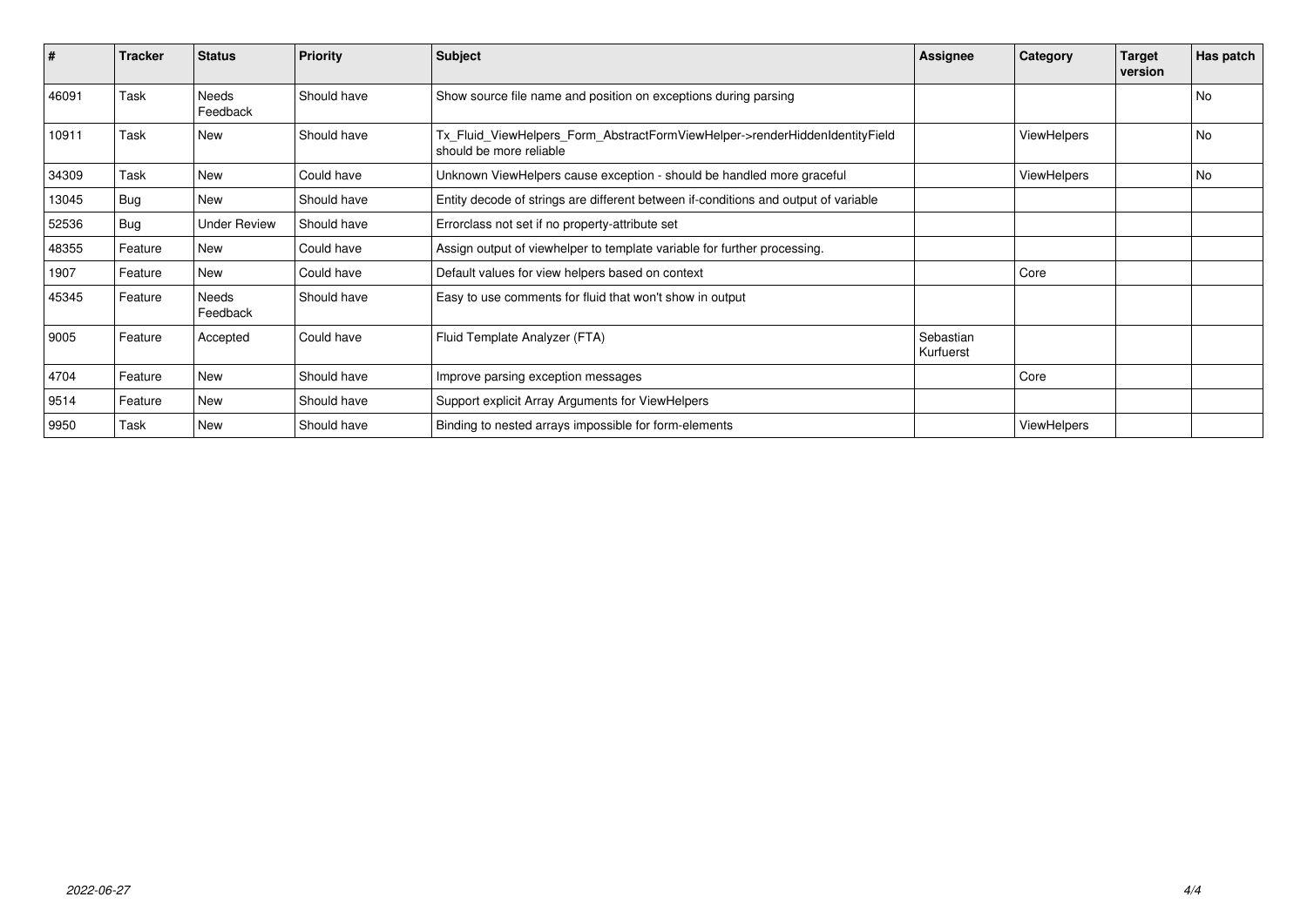| # | Tracker | Status | Priority | Subject | Assignee | Category | Target version | Has patch |
|---|---|---|---|---|---|---|---|---|
| 46091 | Task | Needs Feedback | Should have | Show source file name and position on exceptions during parsing | | | | No |
| 10911 | Task | New | Should have | Tx_Fluid_ViewHelpers_Form_AbstractFormViewHelper->renderHiddenIdentityField should be more reliable | | ViewHelpers | | No |
| 34309 | Task | New | Could have | Unknown ViewHelpers cause exception - should be handled more graceful | | ViewHelpers | | No |
| 13045 | Bug | New | Should have | Entity decode of strings are different between if-conditions and output of variable | | | | |
| 52536 | Bug | Under Review | Should have | Errorclass not set if no property-attribute set | | | | |
| 48355 | Feature | New | Could have | Assign output of viewhelper to template variable for further processing. | | | | |
| 1907 | Feature | New | Could have | Default values for view helpers based on context | | Core | | |
| 45345 | Feature | Needs Feedback | Should have | Easy to use comments for fluid that won't show in output | | | | |
| 9005 | Feature | Accepted | Could have | Fluid Template Analyzer (FTA) | Sebastian Kurfuerst | | | |
| 4704 | Feature | New | Should have | Improve parsing exception messages | | Core | | |
| 9514 | Feature | New | Should have | Support explicit Array Arguments for ViewHelpers | | | | |
| 9950 | Task | New | Should have | Binding to nested arrays impossible for form-elements | | ViewHelpers | | |

*2022-06-27*